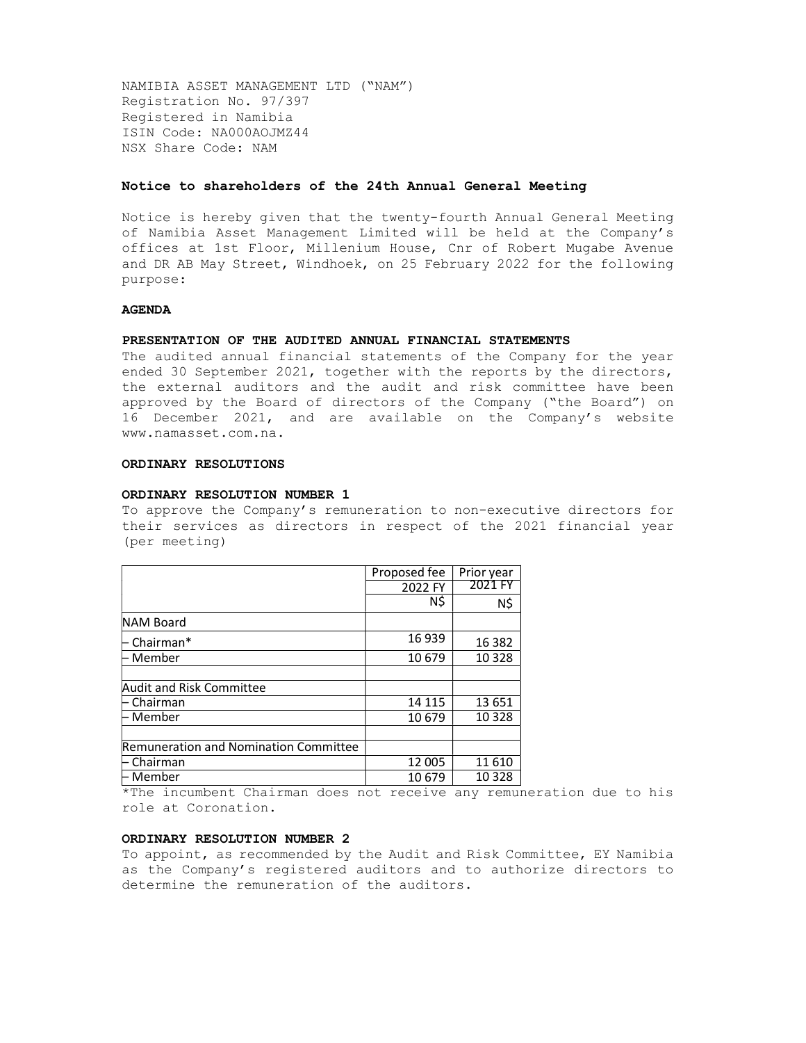NAMIBIA ASSET MANAGEMENT LTD ("NAM")
Registration No. 97/397
Registered in Namibia
ISIN Code: NA000AOJMZ44
NSX Share Code: NAM

## Notice to shareholders of the 24th Annual General Meeting

Notice is hereby given that the twenty-fourth Annual General Meeting of Namibia Asset Management Limited will be held at the Company's offices at 1st Floor, Millenium House, Cnr of Robert Mugabe Avenue and DR AB May Street, Windhoek, on 25 February 2022 for the following purpose:

### AGENDA

### PRESENTATION OF THE AUDITED ANNUAL FINANCIAL STATEMENTS

The audited annual financial statements of the Company for the year ended 30 September 2021, together with the reports by the directors, the external auditors and the audit and risk committee have been approved by the Board of directors of the Company ("the Board") on 16 December 2021, and are available on the Company's website www.namasset.com.na.

### ORDINARY RESOLUTIONS

### ORDINARY RESOLUTION NUMBER 1

To approve the Company's remuneration to non-executive directors for their services as directors in respect of the 2021 financial year (per meeting)

| | Proposed fee 2022 FY | Prior year 2021 FY |
|---|---|---|
| | N$ | N$ |
| NAM Board | | |
| – Chairman* | 16 939 | 16 382 |
| – Member | 10 679 | 10 328 |
| | | |
| Audit and Risk Committee | | |
| – Chairman | 14 115 | 13 651 |
| – Member | 10 679 | 10 328 |
| | | |
| Remuneration and Nomination Committee | | |
| – Chairman | 12 005 | 11 610 |
| – Member | 10 679 | 10 328 |

*The incumbent Chairman does not receive any remuneration due to his role at Coronation.

### ORDINARY RESOLUTION NUMBER 2

To appoint, as recommended by the Audit and Risk Committee, EY Namibia as the Company's registered auditors and to authorize directors to determine the remuneration of the auditors.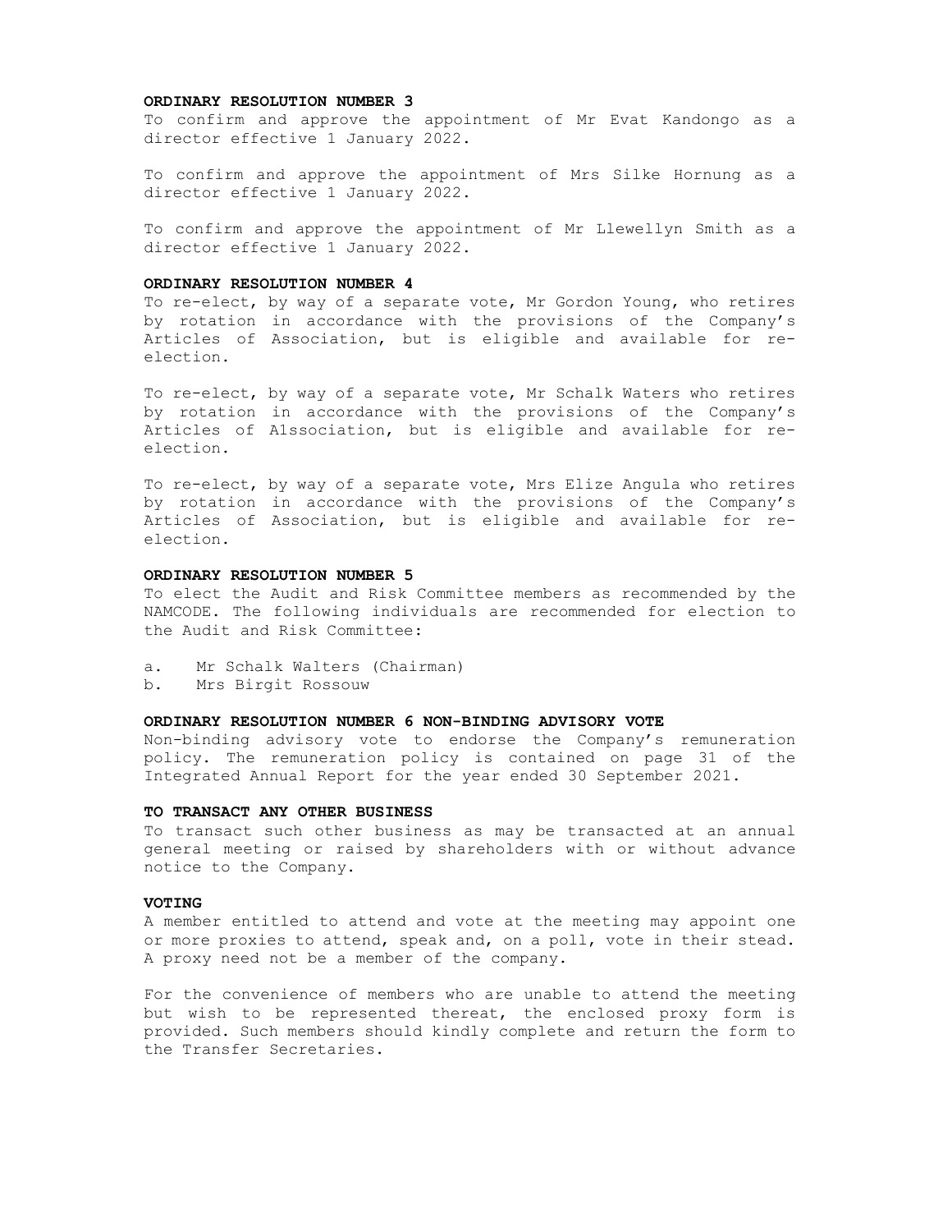**ORDINARY RESOLUTION NUMBER 3**

To confirm and approve the appointment of Mr Evat Kandongo as a director effective 1 January 2022.

To confirm and approve the appointment of Mrs Silke Hornung as a director effective 1 January 2022.

To confirm and approve the appointment of Mr Llewellyn Smith as a director effective 1 January 2022.

**ORDINARY RESOLUTION NUMBER 4**

To re-elect, by way of a separate vote, Mr Gordon Young, who retires by rotation in accordance with the provisions of the Company's Articles of Association, but is eligible and available for re-election.

To re-elect, by way of a separate vote, Mr Schalk Waters who retires by rotation in accordance with the provisions of the Company's Articles of A1ssociation, but is eligible and available for re-election.

To re-elect, by way of a separate vote, Mrs Elize Angula who retires by rotation in accordance with the provisions of the Company's Articles of Association, but is eligible and available for re-election.

**ORDINARY RESOLUTION NUMBER 5**

To elect the Audit and Risk Committee members as recommended by the NAMCODE. The following individuals are recommended for election to the Audit and Risk Committee:

a. Mr Schalk Walters (Chairman)
b. Mrs Birgit Rossouw

**ORDINARY RESOLUTION NUMBER 6 NON-BINDING ADVISORY VOTE**

Non-binding advisory vote to endorse the Company's remuneration policy. The remuneration policy is contained on page 31 of the Integrated Annual Report for the year ended 30 September 2021.

**TO TRANSACT ANY OTHER BUSINESS**

To transact such other business as may be transacted at an annual general meeting or raised by shareholders with or without advance notice to the Company.

**VOTING**

A member entitled to attend and vote at the meeting may appoint one or more proxies to attend, speak and, on a poll, vote in their stead. A proxy need not be a member of the company.

For the convenience of members who are unable to attend the meeting but wish to be represented thereat, the enclosed proxy form is provided. Such members should kindly complete and return the form to the Transfer Secretaries.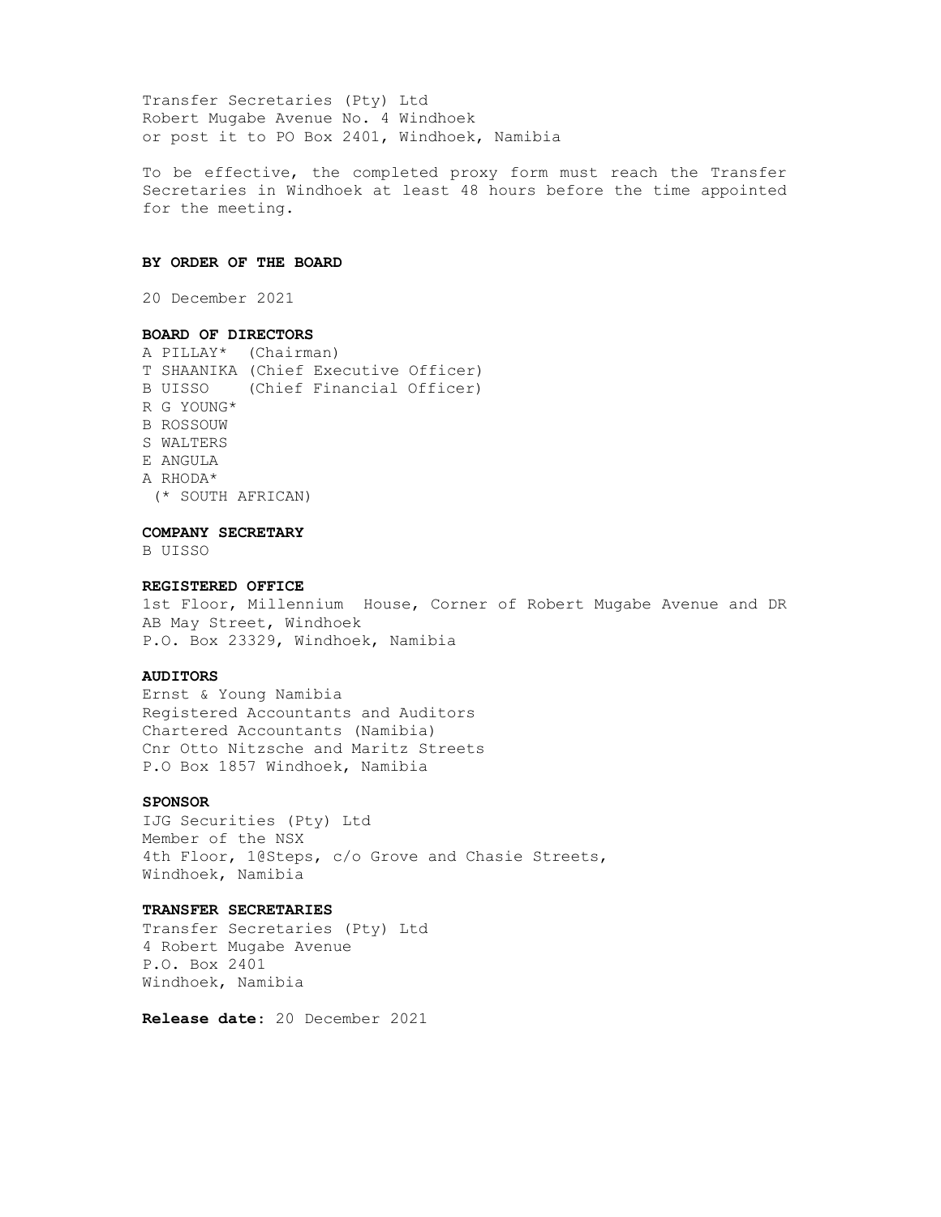Transfer Secretaries (Pty) Ltd
Robert Mugabe Avenue No. 4 Windhoek
or post it to PO Box 2401, Windhoek, Namibia

To be effective, the completed proxy form must reach the Transfer Secretaries in Windhoek at least 48 hours before the time appointed for the meeting.

**BY ORDER OF THE BOARD**

20 December 2021

**BOARD OF DIRECTORS**

A PILLAY* (Chairman)
T SHAANIKA (Chief Executive Officer)
B UISSO (Chief Financial Officer)
R G YOUNG*
B ROSSOUW
S WALTERS
E ANGULA
A RHODA*
(* SOUTH AFRICAN)

**COMPANY SECRETARY**

B UISSO

**REGISTERED OFFICE**

1st Floor, Millennium House, Corner of Robert Mugabe Avenue and DR AB May Street, Windhoek
P.O. Box 23329, Windhoek, Namibia

**AUDITORS**

Ernst & Young Namibia
Registered Accountants and Auditors
Chartered Accountants (Namibia)
Cnr Otto Nitzsche and Maritz Streets
P.O Box 1857 Windhoek, Namibia

**SPONSOR**

IJG Securities (Pty) Ltd
Member of the NSX
4th Floor, 1@Steps, c/o Grove and Chasie Streets,
Windhoek, Namibia

**TRANSFER SECRETARIES**

Transfer Secretaries (Pty) Ltd
4 Robert Mugabe Avenue
P.O. Box 2401
Windhoek, Namibia

**Release date:** 20 December 2021